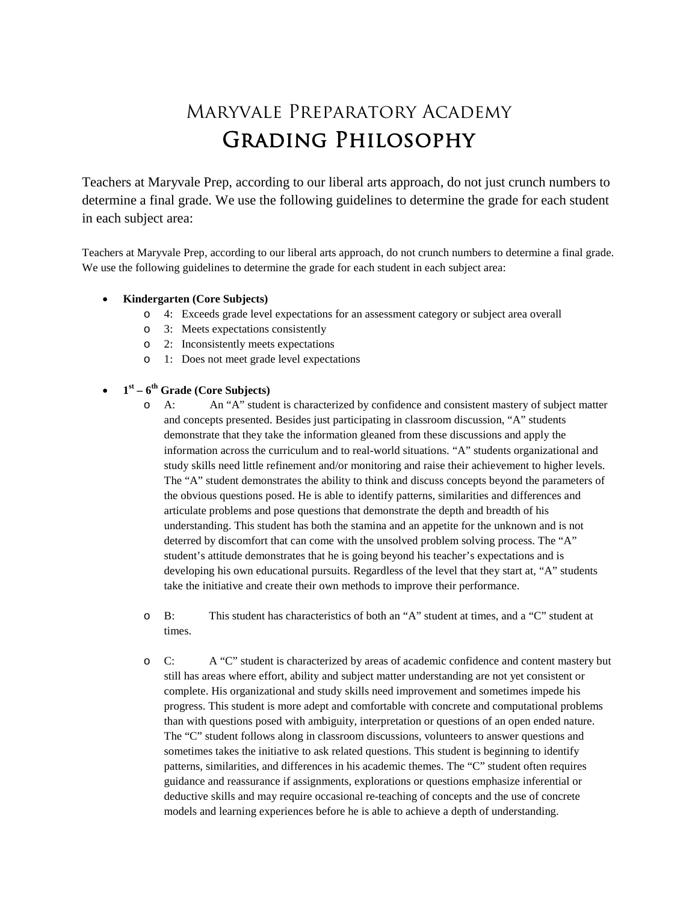# Maryvale Preparatory Academy
## Grading Philosophy

Teachers at Maryvale Prep, according to our liberal arts approach, do not just crunch numbers to determine a final grade. We use the following guidelines to determine the grade for each student in each subject area:

Teachers at Maryvale Prep, according to our liberal arts approach, do not crunch numbers to determine a final grade. We use the following guidelines to determine the grade for each student in each subject area:

- **Kindergarten (Core Subjects)**
  - 4: Exceeds grade level expectations for an assessment category or subject area overall
  - 3: Meets expectations consistently
  - 2: Inconsistently meets expectations
  - 1: Does not meet grade level expectations

- **1st – 6th Grade (Core Subjects)**
  - A: An "A" student is characterized by confidence and consistent mastery of subject matter and concepts presented. Besides just participating in classroom discussion, "A" students demonstrate that they take the information gleaned from these discussions and apply the information across the curriculum and to real-world situations. "A" students organizational and study skills need little refinement and/or monitoring and raise their achievement to higher levels. The "A" student demonstrates the ability to think and discuss concepts beyond the parameters of the obvious questions posed. He is able to identify patterns, similarities and differences and articulate problems and pose questions that demonstrate the depth and breadth of his understanding. This student has both the stamina and an appetite for the unknown and is not deterred by discomfort that can come with the unsolved problem solving process. The "A" student's attitude demonstrates that he is going beyond his teacher's expectations and is developing his own educational pursuits. Regardless of the level that they start at, "A" students take the initiative and create their own methods to improve their performance.

  - B: This student has characteristics of both an "A" student at times, and a "C" student at times.

  - C: A "C" student is characterized by areas of academic confidence and content mastery but still has areas where effort, ability and subject matter understanding are not yet consistent or complete. His organizational and study skills need improvement and sometimes impede his progress. This student is more adept and comfortable with concrete and computational problems than with questions posed with ambiguity, interpretation or questions of an open ended nature. The "C" student follows along in classroom discussions, volunteers to answer questions and sometimes takes the initiative to ask related questions. This student is beginning to identify patterns, similarities, and differences in his academic themes. The "C" student often requires guidance and reassurance if assignments, explorations or questions emphasize inferential or deductive skills and may require occasional re-teaching of concepts and the use of concrete models and learning experiences before he is able to achieve a depth of understanding.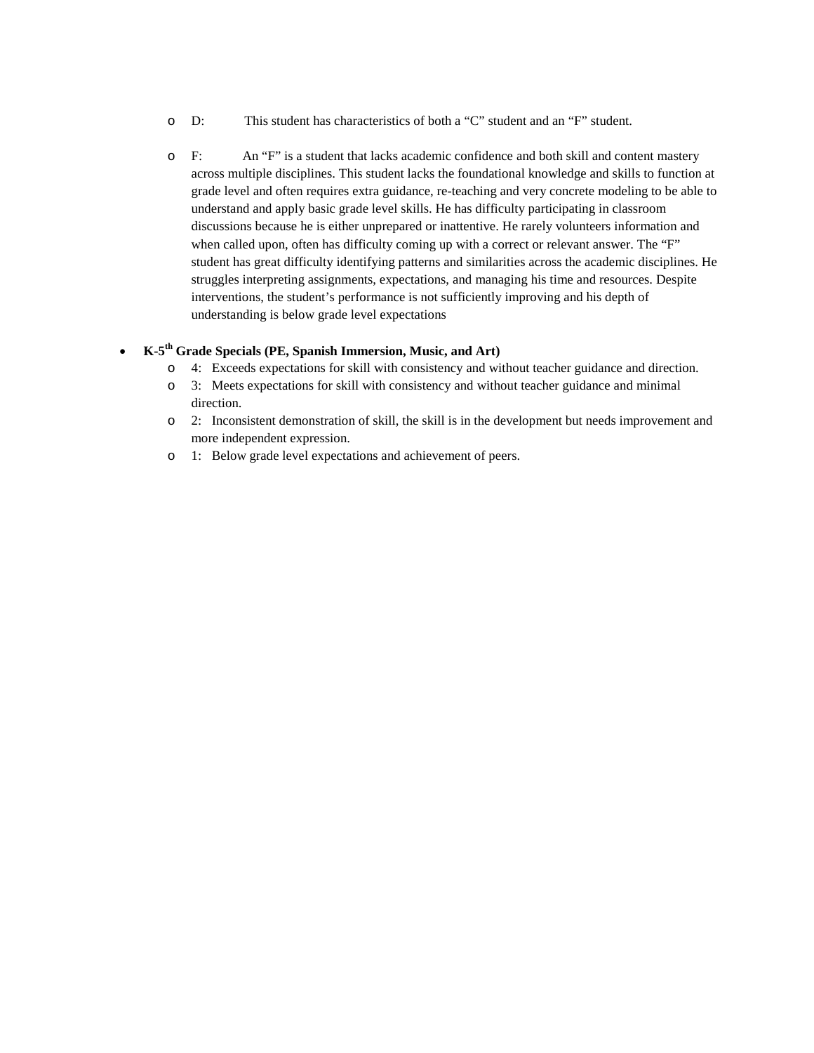- D: This student has characteristics of both a “C” student and an “F” student.

  - F: An “F” is a student that lacks academic confidence and both skill and content mastery across multiple disciplines. This student lacks the foundational knowledge and skills to function at grade level and often requires extra guidance, re-teaching and very concrete modeling to be able to understand and apply basic grade level skills. He has difficulty participating in classroom discussions because he is either unprepared or inattentive. He rarely volunteers information and when called upon, often has difficulty coming up with a correct or relevant answer. The “F” student has great difficulty identifying patterns and similarities across the academic disciplines. He struggles interpreting assignments, expectations, and managing his time and resources. Despite interventions, the student’s performance is not sufficiently improving and his depth of understanding is below grade level expectations

- **K-5th Grade Specials (PE, Spanish Immersion, Music, and Art)**
  - 4: Exceeds expectations for skill with consistency and without teacher guidance and direction.
  - 3: Meets expectations for skill with consistency and without teacher guidance and minimal direction.
  - 2: Inconsistent demonstration of skill, the skill is in the development but needs improvement and more independent expression.
  - 1: Below grade level expectations and achievement of peers.